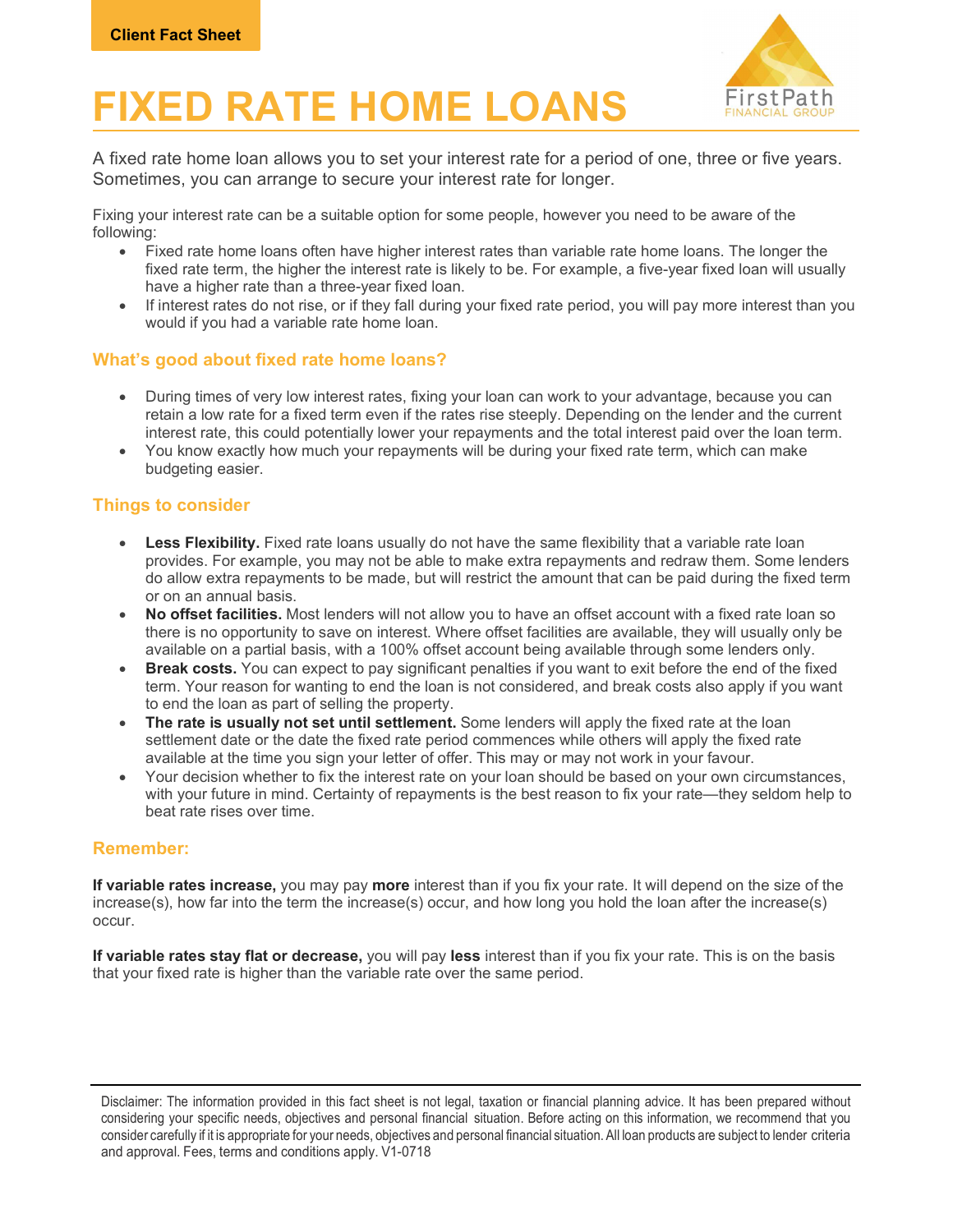Client Fact Sheet

# FIXED RATE HOME LOANS

A fixed rate home loan allows you to set your interest rate for a period of one, three or five years. Sometimes, you can arrange to secure your interest rate for longer.

Fixing your interest rate can be a suitable option for some people, however you need to be aware of the following:

- Fixed rate home loans often have higher interest rates than variable rate home loans. The longer the fixed rate term, the higher the interest rate is likely to be. For example, a five-year fixed loan will usually have a higher rate than a three-year fixed loan.
- If interest rates do not rise, or if they fall during your fixed rate period, you will pay more interest than you would if you had a variable rate home loan.

### What's good about fixed rate home loans?

- During times of very low interest rates, fixing your loan can work to your advantage, because you can retain a low rate for a fixed term even if the rates rise steeply. Depending on the lender and the current interest rate, this could potentially lower your repayments and the total interest paid over the loan term.
- You know exactly how much your repayments will be during your fixed rate term, which can make budgeting easier.

### Things to consider

- **Less Flexibility.** Fixed rate loans usually do not have the same flexibility that a variable rate loan provides. For example, you may not be able to make extra repayments and redraw them. Some lenders do allow extra repayments to be made, but will restrict the amount that can be paid during the fixed term or on an annual basis.
- **No offset facilities.** Most lenders will not allow you to have an offset account with a fixed rate loan so there is no opportunity to save on interest. Where offset facilities are available, they will usually only be available on a partial basis, with a 100% offset account being available through some lenders only.
- **Break costs.** You can expect to pay significant penalties if you want to exit before the end of the fixed term. Your reason for wanting to end the loan is not considered, and break costs also apply if you want to end the loan as part of selling the property.
- **The rate is usually not set until settlement.** Some lenders will apply the fixed rate at the loan settlement date or the date the fixed rate period commences while others will apply the fixed rate available at the time you sign your letter of offer. This may or may not work in your favour.
- Your decision whether to fix the interest rate on your loan should be based on your own circumstances, with your future in mind. Certainty of repayments is the best reason to fix your rate—they seldom help to beat rate rises over time.

### Remember:

**If variable rates increase,** you may pay **more** interest than if you fix your rate. It will depend on the size of the increase(s), how far into the term the increase(s) occur, and how long you hold the loan after the increase(s) occur.

**If variable rates stay flat or decrease,** you will pay **less** interest than if you fix your rate. This is on the basis that your fixed rate is higher than the variable rate over the same period.

Disclaimer: The information provided in this fact sheet is not legal, taxation or financial planning advice. It has been prepared without considering your specific needs, objectives and personal financial situation. Before acting on this information, we recommend that you consider carefully if it is appropriate for your needs, objectives and personal financial situation. All loan products are subject to lender criteria and approval. Fees, terms and conditions apply. V1-0718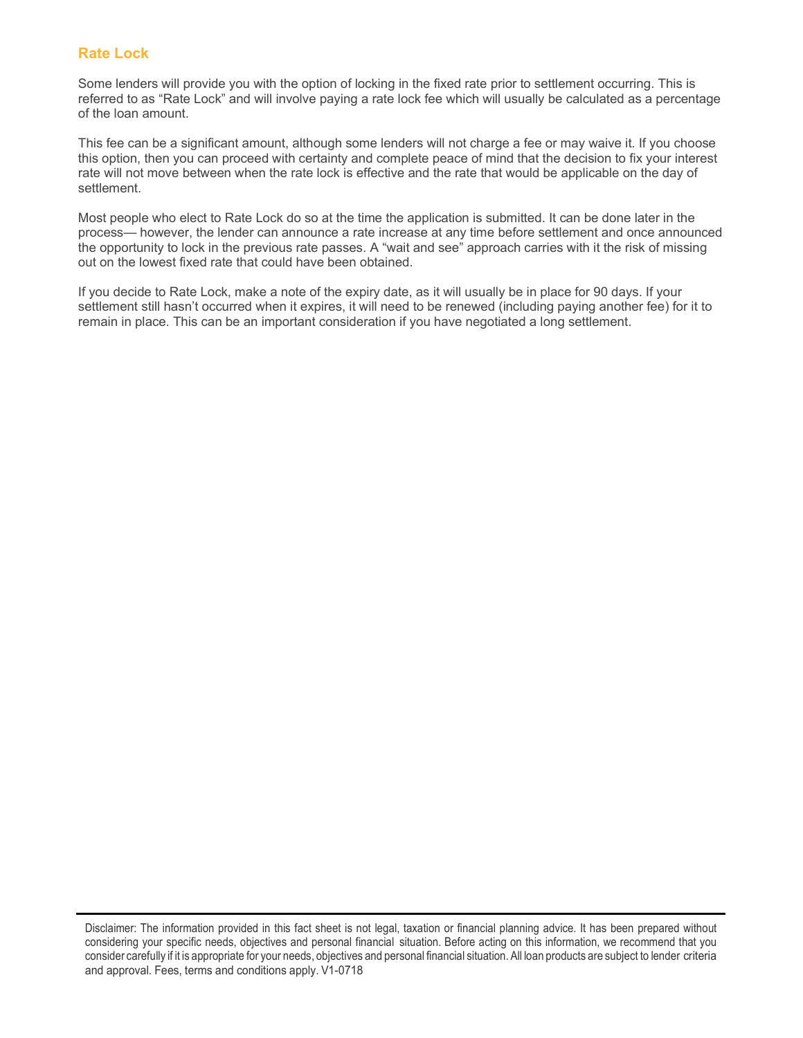## Rate Lock

Some lenders will provide you with the option of locking in the fixed rate prior to settlement occurring. This is referred to as "Rate Lock" and will involve paying a rate lock fee which will usually be calculated as a percentage of the loan amount.

This fee can be a significant amount, although some lenders will not charge a fee or may waive it. If you choose this option, then you can proceed with certainty and complete peace of mind that the decision to fix your interest rate will not move between when the rate lock is effective and the rate that would be applicable on the day of settlement.

Most people who elect to Rate Lock do so at the time the application is submitted. It can be done later in the process— however, the lender can announce a rate increase at any time before settlement and once announced the opportunity to lock in the previous rate passes. A "wait and see" approach carries with it the risk of missing out on the lowest fixed rate that could have been obtained.

If you decide to Rate Lock, make a note of the expiry date, as it will usually be in place for 90 days. If your settlement still hasn't occurred when it expires, it will need to be renewed (including paying another fee) for it to remain in place. This can be an important consideration if you have negotiated a long settlement.

---

Disclaimer: The information provided in this fact sheet is not legal, taxation or financial planning advice. It has been prepared without considering your specific needs, objectives and personal financial situation. Before acting on this information, we recommend that you consider carefully if it is appropriate for your needs, objectives and personal financial situation. All loan products are subject to lender criteria and approval. Fees, terms and conditions apply. V1-0718